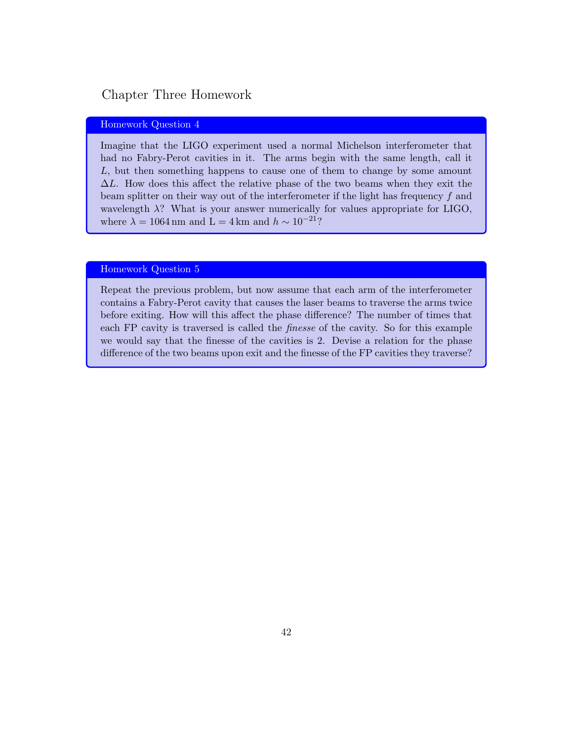# Chapter Three Homework

### Homework Question 4

Imagine that the LIGO experiment used a normal Michelson interferometer that had no Fabry-Perot cavities in it. The arms begin with the same length, call it $L$, but then something happens to cause one of them to change by some amount $\Delta L$. How does this affect the relative phase of the two beams when they exit the beam splitter on their way out of the interferometer if the light has frequency $f$ and wavelength $\lambda$? What is your answer numerically for values appropriate for LIGO, where $\lambda = 1064\,\text{nm}$ and $\text{L} = 4\,\text{km}$ and $h \sim 10^{-21}$?

### Homework Question 5

Repeat the previous problem, but now assume that each arm of the interferometer contains a Fabry-Perot cavity that causes the laser beams to traverse the arms twice before exiting. How will this affect the phase difference? The number of times that each FP cavity is traversed is called the *finesse* of the cavity. So for this example we would say that the finesse of the cavities is 2. Devise a relation for the phase difference of the two beams upon exit and the finesse of the FP cavities they traverse?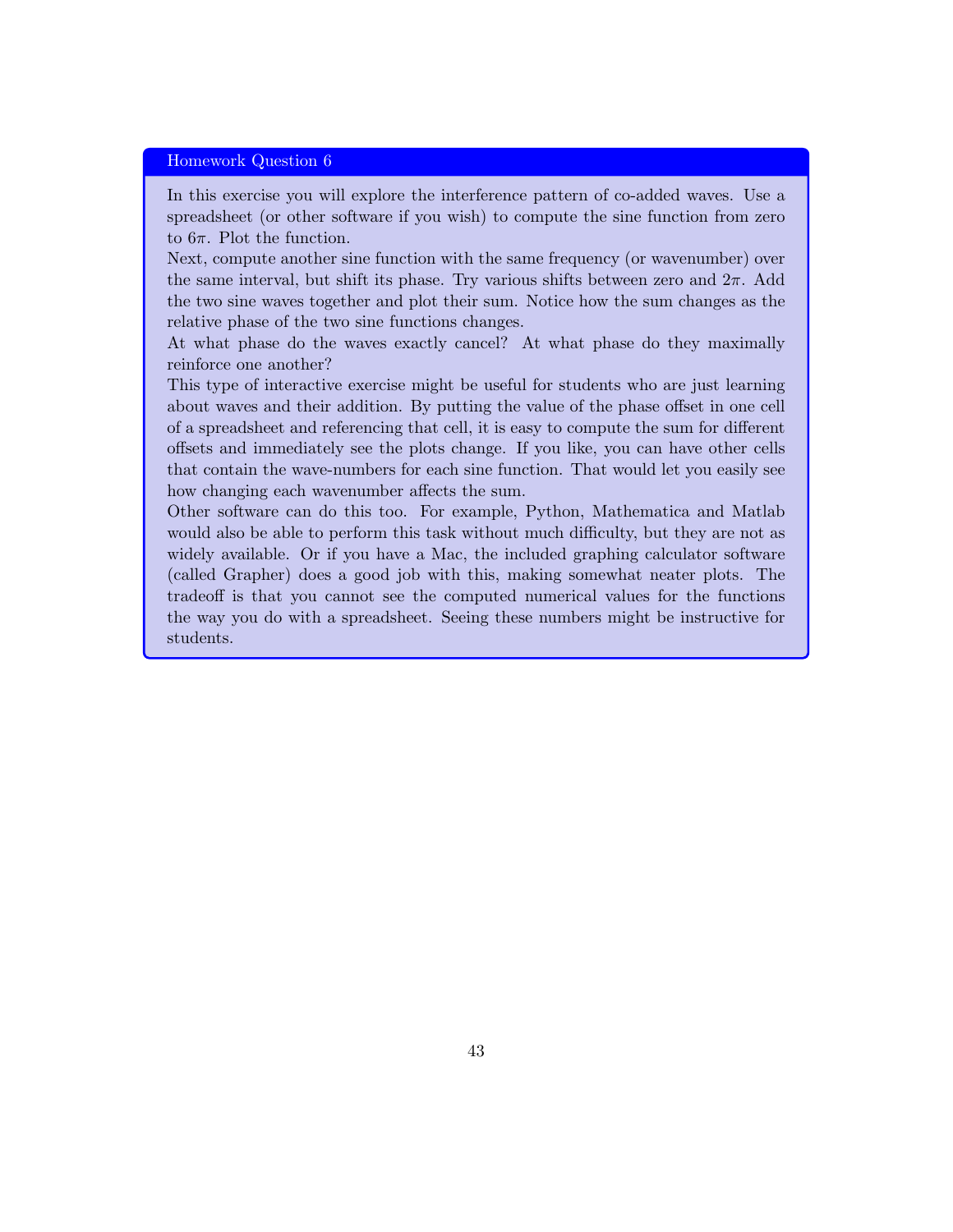## Homework Question 6

In this exercise you will explore the interference pattern of co-added waves. Use a spreadsheet (or other software if you wish) to compute the sine function from zero to $6\pi$. Plot the function.

Next, compute another sine function with the same frequency (or wavenumber) over the same interval, but shift its phase. Try various shifts between zero and $2\pi$. Add the two sine waves together and plot their sum. Notice how the sum changes as the relative phase of the two sine functions changes.

At what phase do the waves exactly cancel? At what phase do they maximally reinforce one another?

This type of interactive exercise might be useful for students who are just learning about waves and their addition. By putting the value of the phase offset in one cell of a spreadsheet and referencing that cell, it is easy to compute the sum for different offsets and immediately see the plots change. If you like, you can have other cells that contain the wave-numbers for each sine function. That would let you easily see how changing each wavenumber affects the sum.

Other software can do this too. For example, Python, Mathematica and Matlab would also be able to perform this task without much difficulty, but they are not as widely available. Or if you have a Mac, the included graphing calculator software (called Grapher) does a good job with this, making somewhat neater plots. The tradeoff is that you cannot see the computed numerical values for the functions the way you do with a spreadsheet. Seeing these numbers might be instructive for students.